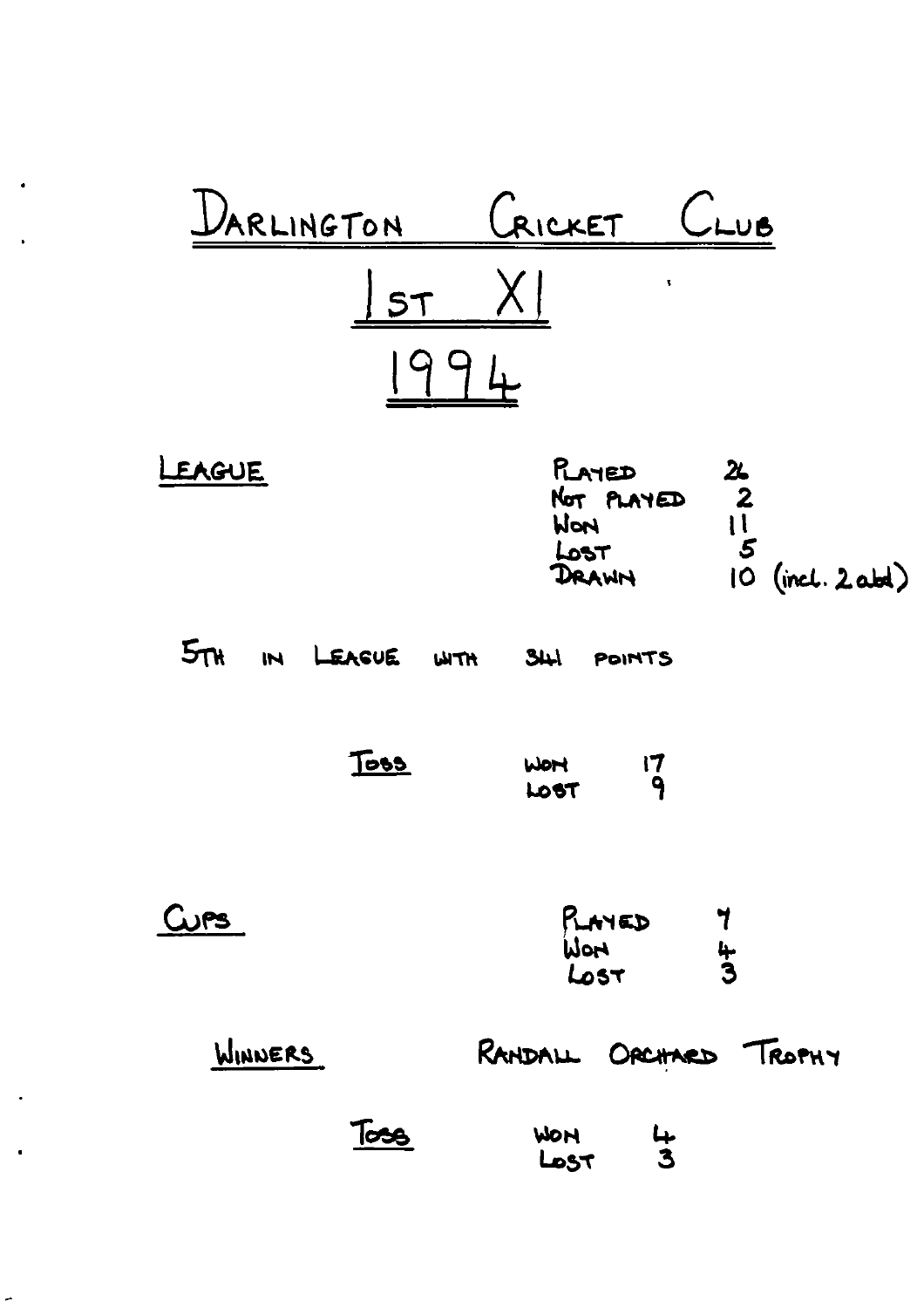# DARLINGTON CRICKET CLUB

## 1ST XI

## 1994

**LEAGUE**

| | |
|---|---|
| PLAYED | 26 |
| NOT PLAYED | 2 |
| WON | 11 |
| LOST | 5 |
| DRAWN | 10 (incl. 2 abd) |

5TH IN LEAGUE WITH 341 POINTS

**TOSS**

| | |
|---|---|
| WON | 17 |
| LOST | 9 |

**CUPS**

| | |
|---|---|
| PLAYED | 7 |
| WON | 4 |
| LOST | 3 |

**WINNERS** RANDALL ORCHARD TROPHY

**TOSS**

| | |
|---|---|
| WON | 4 |
| LOST | 3 |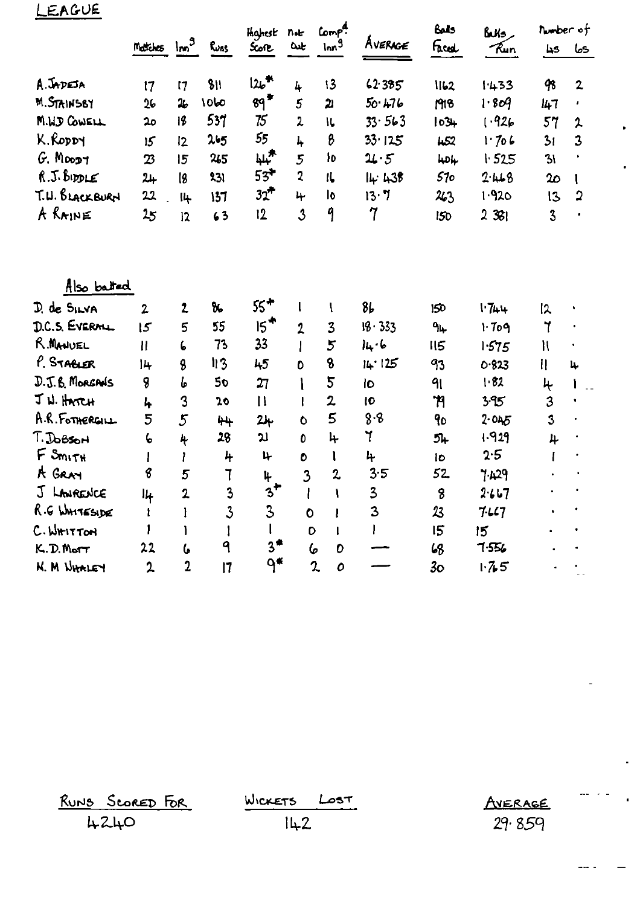# LEAGUE

| | Matches | Inn[s] | Runs | Highest Score | Not Out | Comp[d] Inn[s] | AVERAGE | Balls Faced | Balls / Run | Number of 4s | Number of 6s |
|---|---|---|---|---|---|---|---|---|---|---|---|
| A. JADEJA | 17 | 17 | 811 | 126* | 4 | 13 | 62·385 | 1162 | 1·433 | 98 | 2 |
| M. STAINSBY | 26 | 26 | 1060 | 89* | 5 | 21 | 50·476 | 1918 | 1·809 | 147 | · |
| M.W.D COWELL | 20 | 18 | 537 | 75 | 2 | 16 | 33·563 | 1034 | 1·926 | 57 | 2 |
| K. RODDY | 15 | 12 | 265 | 55 | 4 | 8 | 33·125 | 452 | 1·706 | 31 | 3 |
| G. MOODY | 23 | 15 | 265 | 44* | 5 | 10 | 26·5 | 404 | 1·525 | 31 | · |
| R.J. BIDDLE | 24 | 18 | 231 | 53* | 2 | 16 | 14·438 | 570 | 2·468 | 20 | 1 |
| T.W. BLACKBURN | 22 | 14 | 137 | 32* | 4 | 10 | 13·7 | 263 | 1·920 | 13 | 2 |
| A RAINE | 25 | 12 | 63 | 12 | 3 | 9 | 7 | 150 | 2 381 | 3 | · |
| **Also batted** | | | | | | | | | | | |
| D. de SILVA | 2 | 2 | 86 | 55* | 1 | 1 | 86 | 150 | 1·744 | 12 | · |
| D.C.S. EVERALL | 15 | 5 | 55 | 15* | 2 | 3 | 18·333 | 94 | 1·709 | 7 | · |
| R. MANUEL | 11 | 6 | 73 | 33 | 1 | 5 | 14·6 | 115 | 1·575 | 11 | · |
| P. STABLER | 14 | 8 | 113 | 45 | 0 | 8 | 14·125 | 93 | 0·823 | 11 | 4 |
| D.J.B. MORGANS | 8 | 6 | 50 | 27 | 1 | 5 | 10 | 91 | 1·82 | 4 | 1 |
| J W. HATCH | 4 | 3 | 20 | 11 | 1 | 2 | 10 | 79 | 3·95 | 3 | · |
| A.R. FOTHERGILL | 5 | 5 | 44 | 24 | 0 | 5 | 8·8 | 90 | 2·045 | 3 | · |
| T. DOBSON | 6 | 4 | 28 | 21 | 0 | 4 | 7 | 54 | 1·929 | 4 | · |
| F SMITH | 1 | 1 | 4 | 4 | 0 | 1 | 4 | 10 | 2·5 | 1 | · |
| A GRAY | 8 | 5 | 7 | 4 | 3 | 2 | 3·5 | 52 | 7·429 | · | · |
| J LAWRENCE | 14 | 2 | 3 | 3* | 1 | 1 | 3 | 8 | 2·667 | · | · |
| R.G WHITESIDE | 1 | 1 | 3 | 3 | 0 | 1 | 3 | 23 | 7·667 | · | · |
| C. WHITTON | 1 | 1 | 1 | 1 | 0 | 1 | 1 | 15 | 15 | · | · |
| K.D. MOTT | 22 | 6 | 9 | 3* | 6 | 0 | — | 68 | 7·556 | · | · |
| N. M WHALEY | 2 | 2 | 17 | 9* | 2 | 0 | — | 30 | 1·765 | · | · |

| RUNS SCORED FOR | WICKETS LOST | AVERAGE |
|---|---|---|
| 4240 | 142 | 29·859 |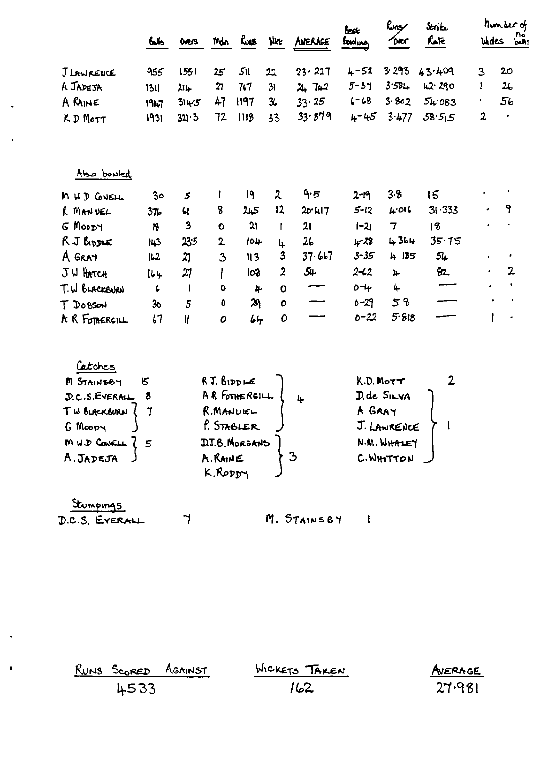|  | Balls | Overs | Mdn | Runs | Wkt | AVERAGE | Best Bowling | Runs/Over | Strike Rate | Number of Wides | Number of no balls |
|---|---|---|---|---|---|---|---|---|---|---|---|
| J LAWRENCE | 955 | 155.1 | 25 | 511 | 22 | 23·227 | 4-52 | 3·293 | 43·409 | 3 | 20 |
| A JADEJA | 1311 | 214 | 27 | 767 | 31 | 24·742 | 5-37 | 3·584 | 42·290 | 1 | 26 |
| A RAINE | 1947 | 314·5 | 47 | 1197 | 36 | 33·25 | 6-68 | 3·802 | 54·083 | · | 56 |
| K D MOTT | 1931 | 321·3 | 72 | 1118 | 33 | 33·879 | 4-45 | 3·477 | 58·515 | 2 | · |

Also bowled

|  | Balls | Overs | Mdn | Runs | Wkt | AVERAGE | Best Bowling | Runs/Over | Strike Rate | Number of Wides | Number of no balls |
|---|---|---|---|---|---|---|---|---|---|---|---|
| M W D COWELL | 30 | 5 | 1 | 19 | 2 | 9·5 | 2-19 | 3·8 | 15 | · | · |
| R MANUEL | 376 | 61 | 8 | 245 | 12 | 20·417 | 5-12 | 4·016 | 31·333 | · | 9 |
| G MOODY | 18 | 3 | 0 | 21 | 1 | 21 | 1-21 | 7 | 18 | · | · |
| R J BIDDLE | 143 | 23·5 | 2 | 104 | 4 | 26 | 4-28 | 4·364 | 35·75 |  |  |
| A GRAY | 162 | 27 | 3 | 113 | 3 | 37·667 | 3-35 | 4·185 | 54 | · | · |
| J W HATCH | 164 | 27 | 1 | 108 | 2 | 54 | 2-62 | 4 | 82 | · | 2 |
| T.W BLACKBURN | 6 | 1 | 0 | 4 | 0 | — | 0-4 | 4 | — | · | · |
| T DOBSON | 30 | 5 | 0 | 29 | 0 | — | 0-29 | 5·8 | — | · | · |
| A R FOTHERGILL | 67 | 11 | 0 | 64 | 0 | — | 0-22 | 5·818 | — | 1 | · |

Catches

| Player | Catches |
|---|---|
| M STAINSBY | 15 |
| D.C.S. EVERALL | 8 |
| T W BLACKBURN | 7 |
| G MOODY | 7 |
| M W.D COWELL | 5 |
| A. JADEJA | 5 |
| R.J. BIDDLE | 4 |
| A R FOTHERGILL | 4 |
| R. MANUEL | 4 |
| P. STABLER | 4 |
| D.J.B. MORGANS | 3 |
| A. RAINE | 3 |
| K. RODDY | 3 |
| K.D. MOTT | 2 |
| D. de SILVA | 1 |
| A GRAY | 1 |
| J. LAWRENCE | 1 |
| N.M. WHALEY | 1 |
| C. WHITTON | 1 |

Stumpings

D.C.S. EVERALL 7

M. STAINSBY 1

| RUNS SCORED AGAINST | WICKETS TAKEN | AVERAGE |
|---|---|---|
| 4533 | 162 | 27·981 |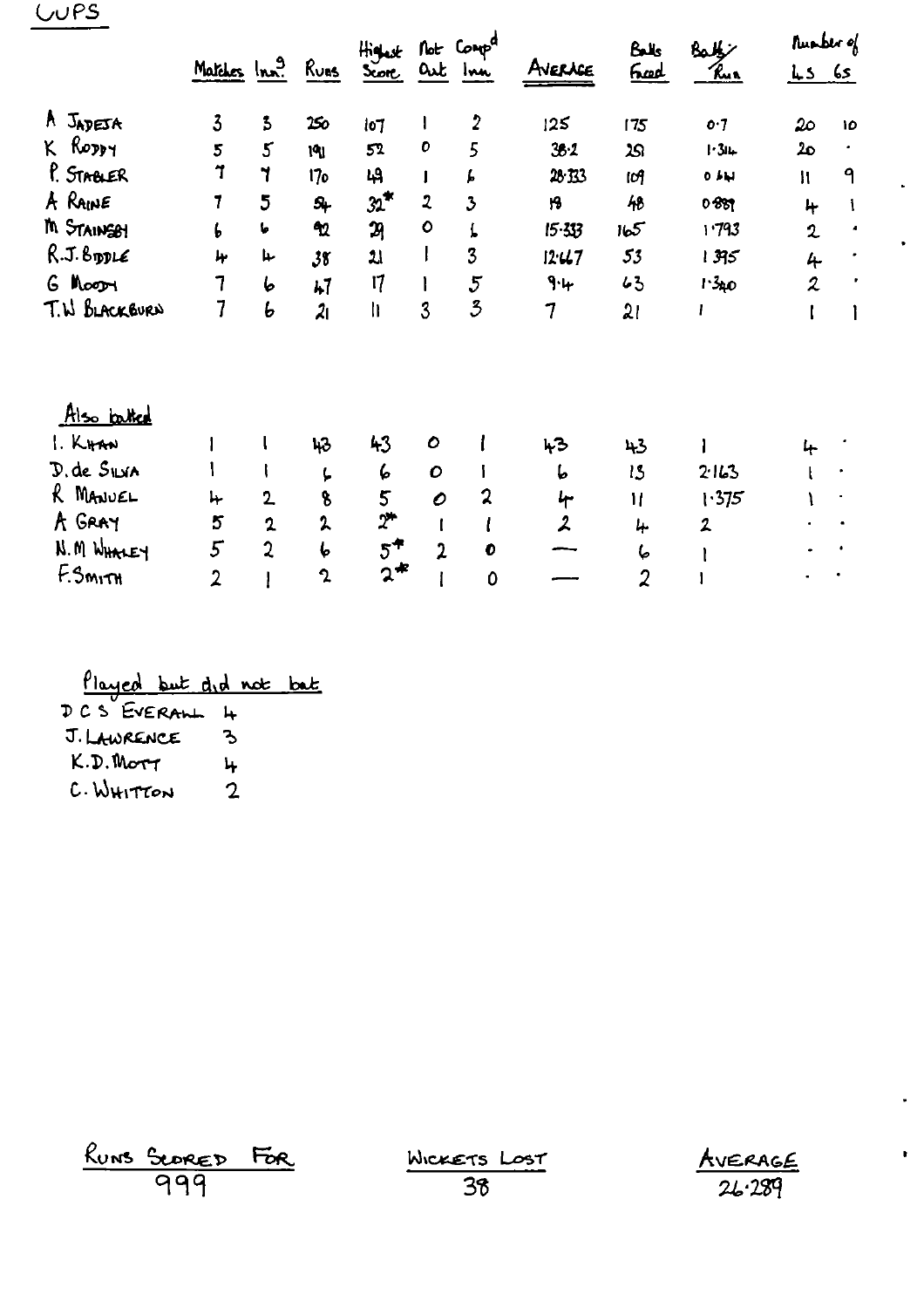WUPS

| | Matches | Inn.s | Runs | Highest Score | Not Out | Comp.d Inn | AVERAGE | Balls Faced | Balls/Run | Number of 4s | 6s |
|---|---|---|---|---|---|---|---|---|---|---|---|
| A JADEJA | 3 | 3 | 250 | 107 | 1 | 2 | 125 | 175 | 0·7 | 20 | 10 |
| K RODDY | 5 | 5 | 191 | 52 | 0 | 5 | 38·2 | 251 | 1·314 | 20 | · |
| P. STABLER | 7 | 7 | 170 | 49 | 1 | 6 | 28·333 | 109 | 0·641 | 11 | 9 |
| A RAINE | 7 | 5 | 54 | 32* | 2 | 3 | 18 | 48 | 0·889 | 4 | 1 |
| M STAINSBY | 6 | 6 | 92 | 29 | 0 | 6 | 15·333 | 165 | 1·793 | 2 | · |
| R.J. BIDDLE | 4 | 4 | 38 | 21 | 1 | 3 | 12·667 | 53 | 1·395 | 4 | · |
| G MOODY | 7 | 6 | 47 | 17 | 1 | 5 | 9·4 | 63 | 1·340 | 2 | · |
| T.W BLACKBURN | 7 | 6 | 21 | 11 | 3 | 3 | 7 | 21 | 1 | 1 | 1 |

Also batted

| | Matches | Inn.s | Runs | Highest Score | Not Out | Comp.d Inn | AVERAGE | Balls Faced | Balls/Run | 4s | 6s |
|---|---|---|---|---|---|---|---|---|---|---|---|
| I. KHAN | 1 | 1 | 43 | 43 | 0 | 1 | 43 | 43 | 1 | 4 | · |
| D. de SILVA | 1 | 1 | 6 | 6 | 0 | 1 | 6 | 13 | 2·163 | 1 | · |
| R MANUEL | 4 | 2 | 8 | 5 | 0 | 2 | 4 | 11 | 1·375 | 1 | · |
| A GRAY | 5 | 2 | 2 | 2* | 1 | 1 | 2 | 4 | 2 | · | · |
| N.M WHALEY | 5 | 2 | 6 | 5* | 2 | 0 | — | 6 | 1 | · | · |
| F.SMITH | 2 | 1 | 2 | 2* | 1 | 0 | — | 2 | 1 | · | · |

Played but did not bat

D C S EVERALL 4
J. LAWRENCE 3
K.D. MOTT 4
C. WHITTON 2

| RUNS SCORED FOR | WICKETS LOST | AVERAGE |
|---|---|---|
| 999 | 38 | 26·289 |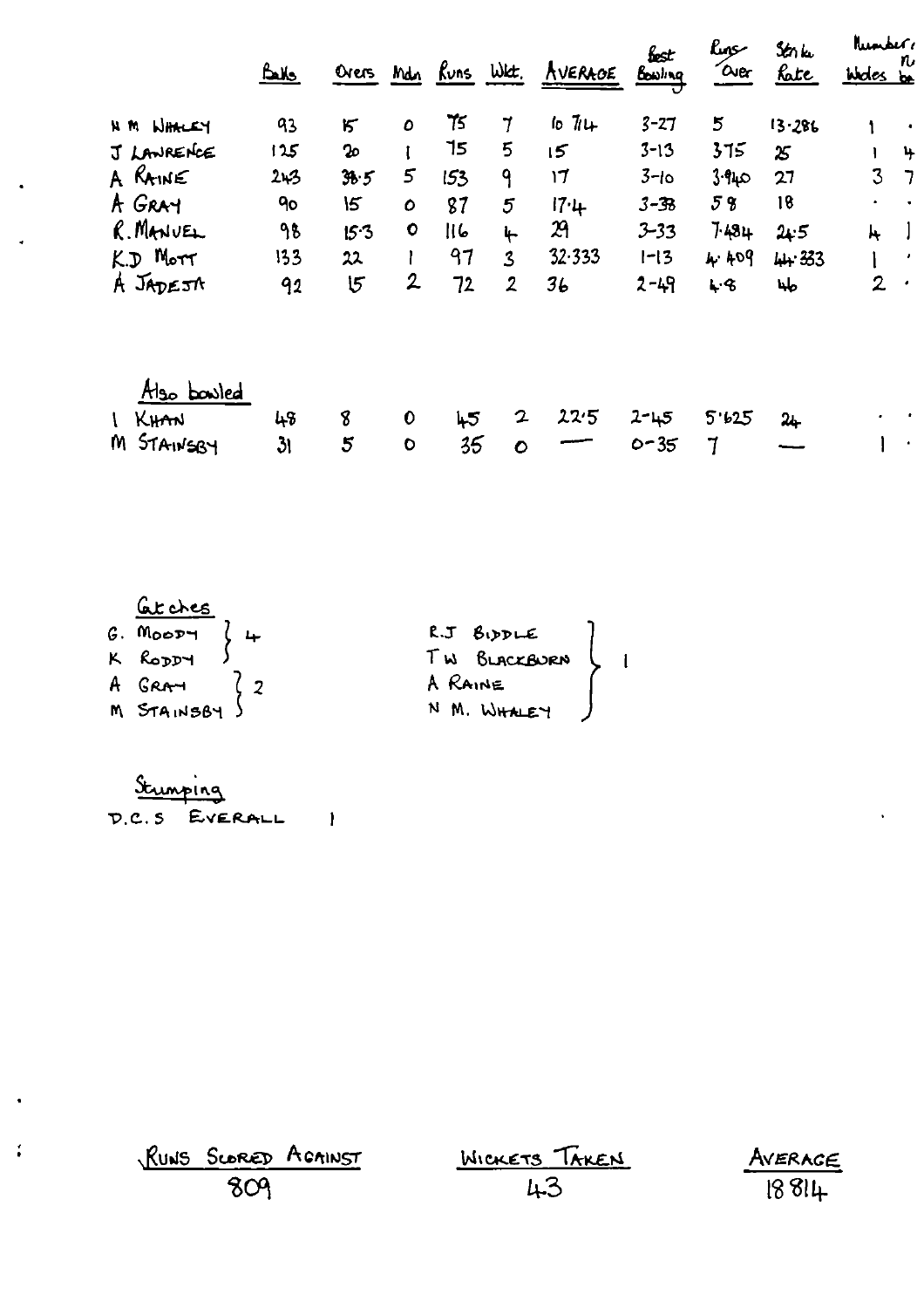| | Balls | Overs | Mdn | Runs | Wkt. | AVERAGE | Best Bowling | Runs Over | Strike Rate | Number of Wides | no balls |
|---|---|---|---|---|---|---|---|---|---|---|---|
| N M WHALEY | 93 | 15 | 0 | 75 | 7 | 10 714 | 3-27 | 5 | 13·286 | 1 | · |
| J LAWRENCE | 125 | 20 | 1 | 75 | 5 | 15 | 3-13 | 3·75 | 25 | 1 | 4 |
| A RAINE | 243 | 38·5 | 5 | 153 | 9 | 17 | 3-10 | 3·940 | 27 | 3 | 7 |
| A GRAY | 90 | 15 | 0 | 87 | 5 | 17·4 | 3-38 | 5·8 | 18 | · | · |
| R. MANUEL | 98 | 15·3 | 0 | 116 | 4 | 29 | 3-33 | 7·484 | 24·5 | 4 | 1 |
| K.D MOTT | 133 | 22 | 1 | 97 | 3 | 32·333 | 1-13 | 4·409 | 44·333 | 1 | · |
| A JADEJA | 92 | 15 | 2 | 72 | 2 | 36 | 2-49 | 4·8 | 46 | 2 | · |

Also bowled

| | Balls | Overs | Mdn | Runs | Wkt. | AVERAGE | Best Bowling | Runs Over | Strike Rate | Number of Wides | no balls |
|---|---|---|---|---|---|---|---|---|---|---|---|
| I KHAN | 48 | 8 | 0 | 45 | 2 | 22·5 | 2-45 | 5·625 | 24 | · | · |
| M STAINSBY | 31 | 5 | 0 | 35 | 0 | — | 0-35 | 7 | — | 1 | · |

Catches

G. MOODY, K RODDY — 4

A GRAY, M STAINSBY — 2

R.J BIDDLE, T W BLACKBURN, A RAINE, N M. WHALEY — 1

Stumping

D.C.S EVERALL 1

| RUNS SCORED AGAINST | WICKETS TAKEN | AVERAGE |
|---|---|---|
| 809 | 43 | 18 814 |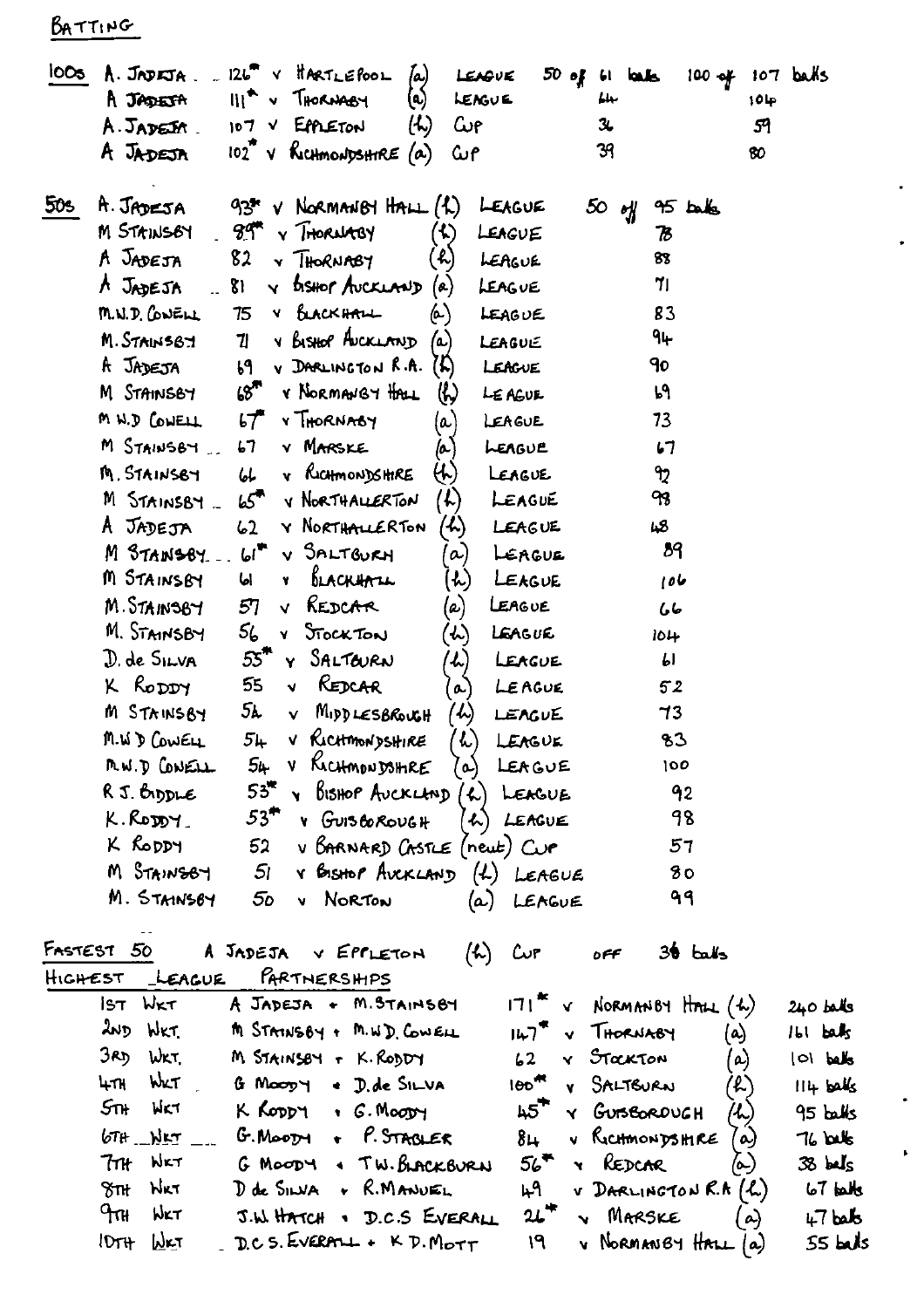# BATTING

## 100s

| Player | Score | Opponent | Venue | Competition | 50 off | 100 off |
|---|---|---|---|---|---|---|
| A. JADEJA | 126* | v HARTLEPOOL | (a) | LEAGUE | 50 off 61 balls | 100 off 107 balls |
| A JADEJA | 111* | v THORNABY | (a) | LEAGUE | 44 | 104 |
| A. JADEJA | 107 | v EPPLETON | (h) | CUP | 36 | 59 |
| A JADEJA | 102* | v RICHMONDSHIRE | (a) | CUP | 39 | 80 |

## 50s

| Player | Score | Opponent | Venue | Competition | 50 off |
|---|---|---|---|---|---|
| A. JADEJA | 93* | v NORMANBY HALL | (h) | LEAGUE | 50 off 95 balls |
| M STAINSBY | 89* | v THORNABY | (h) | LEAGUE | 78 |
| A JADEJA | 82 | v THORNABY | (h) | LEAGUE | 88 |
| A JADEJA | 81 | v BISHOP AUCKLAND | (a) | LEAGUE | 71 |
| M.W.D. COWELL | 75 | v BLACKHALL | (a) | LEAGUE | 83 |
| M. STAINSBY | 71 | v BISHOP AUCKLAND | (a) | LEAGUE | 94 |
| A JADEJA | 69 | v DARLINGTON R.A. | (h) | LEAGUE | 90 |
| M STAINSBY | 68* | v NORMANBY HALL | (h) | LEAGUE | 69 |
| M W.D COWELL | 67* | v THORNABY | (a) | LEAGUE | 73 |
| M STAINSBY | 67 | v MARSKE | (a) | LEAGUE | 67 |
| M. STAINSBY | 66 | v RICHMONDSHIRE | (h) | LEAGUE | 92 |
| M STAINSBY | 65* | v NORTHALLERTON | (h) | LEAGUE | 98 |
| A JADEJA | 62 | v NORTHALLERTON | (h) | LEAGUE | 48 |
| M STAINSBY | 61* | v SALTBURN | (a) | LEAGUE | 89 |
| M STAINSBY | 61 | v BLACKHALL | (h) | LEAGUE | 106 |
| M. STAINSBY | 57 | v REDCAR | (a) | LEAGUE | 66 |
| M. STAINSBY | 56 | v STOCKTON | (h) | LEAGUE | 104 |
| D. de SILVA | 55* | v SALTBURN | (h) | LEAGUE | 61 |
| K RODDY | 55 | v REDCAR | (a) | LEAGUE | 52 |
| M STAINSBY | 54 | v MIDDLESBROUGH | (h) | LEAGUE | 73 |
| M.W.D COWELL | 54 | v RICHMONDSHIRE | (h) | LEAGUE | 83 |
| M.W.D COWELL | 54 | v RICHMONDSHIRE | (a) | LEAGUE | 100 |
| R J. BIDDLE | 53* | v BISHOP AUCKLAND | (h) | LEAGUE | 92 |
| K. RODDY | 53* | v GUISBOROUGH | (h) | LEAGUE | 98 |
| K RODDY | 52 | v BARNARD CASTLE | (neut) | CUP | 57 |
| M STAINSBY | 51 | v BISHOP AUCKLAND | (h) | LEAGUE | 80 |
| M. STAINSBY | 50 | v NORTON | (a) | LEAGUE | 99 |

## FASTEST 50

A JADEJA v EPPLETON (h) CUP OFF 36 balls

## HIGHEST LEAGUE PARTNERSHIPS

| Wicket | Partners | Runs | Opponent | Venue | Balls |
|---|---|---|---|---|---|
| 1ST WKT | A JADEJA + M. STAINSBY | 171* | v NORMANBY HALL | (h) | 240 balls |
| 2ND WKT. | M STAINSBY + M.W.D. COWELL | 147* | v THORNABY | (a) | 161 balls |
| 3RD WKT. | M STAINSBY + K. RODDY | 62 | v STOCKTON | (a) | 101 balls |
| 4TH WKT | G MOODY + D. de SILVA | 100* | v SALTBURN | (h) | 114 balls |
| 5TH WKT | K RODDY + G. MOODY | 45* | v GUISBOROUGH | (h) | 95 balls |
| 6TH WKT | G. MOODY + P. STABLER | 84 | v RICHMONDSHIRE | (a) | 76 balls |
| 7TH WKT | G MOODY + T.W. BLACKBURN | 56* | v REDCAR | (a) | 38 balls |
| 8TH WKT | D de SILVA + R. MANUEL | 49 | v DARLINGTON R.A | (h) | 67 balls |
| 9TH WKT | J.W. HATCH + D.C.S EVERALL | 26* | v MARSKE | (a) | 47 balls |
| 10TH WKT | D.C.S. EVERALL + K D. MOTT | 19 | v NORMANBY HALL | (a) | 55 balls |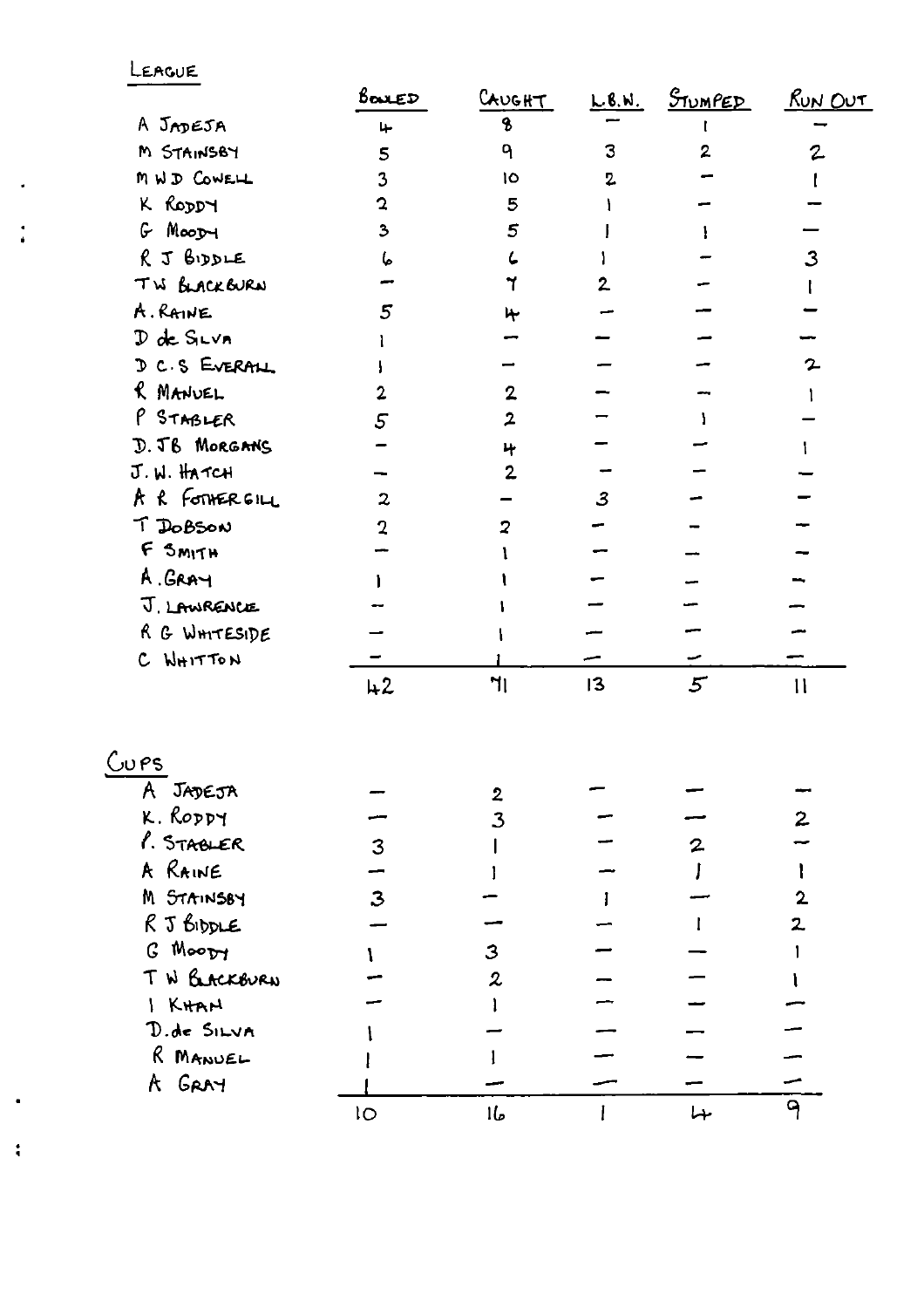## League

| | Bowled | Caught | L.B.W. | Stumped | Run Out |
|---|---|---|---|---|---|
| A Jadeja | 4 | 8 | – | 1 | – |
| M Stainsby | 5 | 9 | 3 | 2 | 2 |
| M W D Cowell | 3 | 10 | 2 | – | 1 |
| K Roddy | 2 | 5 | 1 | – | – |
| G Moody | 3 | 5 | 1 | 1 | – |
| R J Biddle | 6 | 6 | 1 | – | 3 |
| T W Blackburn | – | 7 | 2 | – | 1 |
| A. Raine | 5 | 4 | – | – | – |
| D de Silva | 1 | – | – | – | – |
| D C.S Everall | 1 | – | – | – | 2 |
| R Manuel | 2 | 2 | – | – | 1 |
| P Stabler | 5 | 2 | – | 1 | – |
| D. J B Morgans | – | 4 | – | – | 1 |
| J. W. Hatch | – | 2 | – | – | – |
| A R Fothergill | 2 | – | 3 | – | – |
| T Dobson | 2 | 2 | – | – | – |
| F Smith | – | 1 | – | – | – |
| A. Gray | 1 | 1 | – | – | – |
| J. Lawrence | – | 1 | – | – | – |
| R G Whiteside | – | 1 | – | – | – |
| C Whitton | – | 1 | – | – | – |
| | 42 | 71 | 13 | 5 | 11 |

## Cups

| | Bowled | Caught | L.B.W. | Stumped | Run Out |
|---|---|---|---|---|---|
| A Jadeja | – | 2 | – | – | – |
| K. Roddy | – | 3 | – | – | 2 |
| P. Stabler | 3 | 1 | – | 2 | – |
| A Raine | – | 1 | – | 1 | 1 |
| M Stainsby | 3 | – | 1 | – | 2 |
| R J Biddle | – | – | – | 1 | 2 |
| G Moody | 1 | 3 | – | – | 1 |
| T W Blackburn | – | 2 | – | – | 1 |
| I Khan | – | 1 | – | – | – |
| D. de Silva | 1 | – | – | – | – |
| R Manuel | 1 | 1 | – | – | – |
| A Gray | 1 | – | – | – | – |
| | 10 | 16 | 1 | 4 | 9 |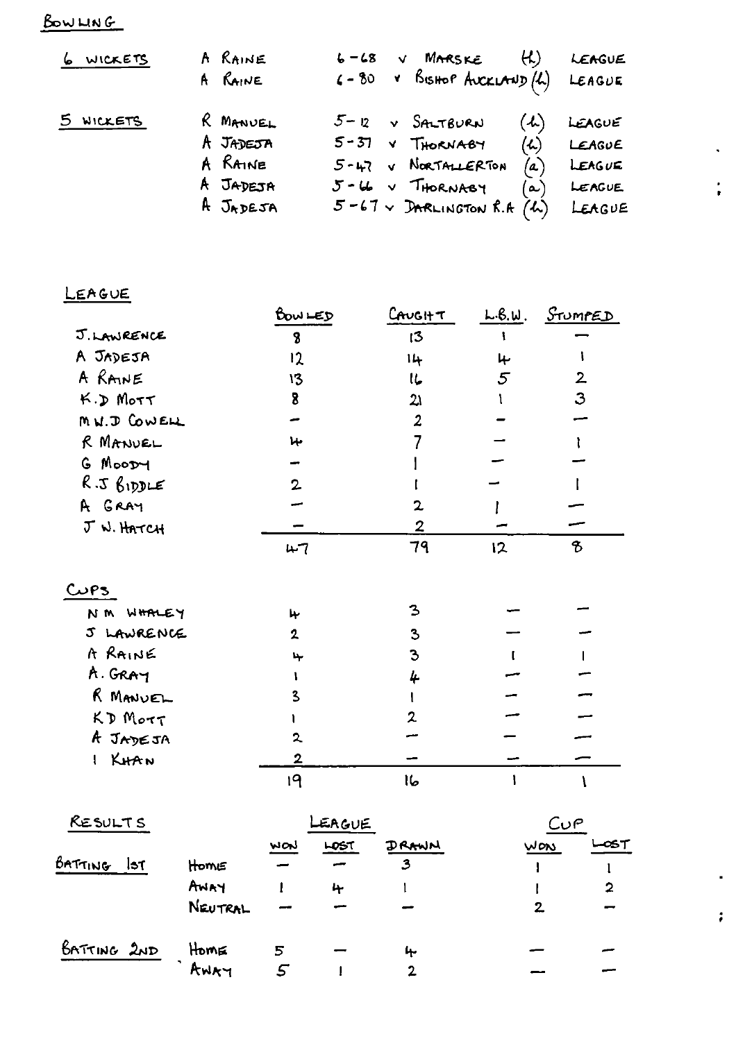## BOWLING

| | | | | |
|---|---|---|---|---|
| 6 WICKETS | A RAINE | 6 - 68 | v MARSKE (h) | LEAGUE |
| | A RAINE | 6 - 80 | v BISHOP AUCKLAND (h) | LEAGUE |
| 5 WICKETS | R MANUEL | 5 - 12 | v SALTBURN (h) | LEAGUE |
| | A JADEJA | 5 - 37 | v THORNABY (h) | LEAGUE |
| | A RAINE | 5 - 47 | v NORTALLERTON (a) | LEAGUE |
| | A JADEJA | 5 - 66 | v THORNABY (a) | LEAGUE |
| | A JADEJA | 5 - 67 | v DARLINGTON R.A (h) | LEAGUE |

## LEAGUE

| | BOWLED | CAUGHT | L.B.W. | STUMPED |
|---|---|---|---|---|
| J. LAWRENCE | 8 | 13 | 1 | — |
| A JADEJA | 12 | 14 | 4 | 1 |
| A RAINE | 13 | 16 | 5 | 2 |
| K.D MOTT | 8 | 21 | 1 | 3 |
| M.W.D COWELL | — | 2 | — | — |
| R MANUEL | 4 | 7 | — | 1 |
| G MOODY | — | 1 | — | — |
| R.J BIDDLE | 2 | 1 | — | 1 |
| A GRAY | — | 2 | 1 | — |
| J W. HATCH | — | 2 | — | — |
| | 47 | 79 | 12 | 8 |

## CUPS

| | BOWLED | CAUGHT | L.B.W. | STUMPED |
|---|---|---|---|---|
| N M WHALEY | 4 | 3 | — | — |
| J LAWRENCE | 2 | 3 | — | — |
| A RAINE | 4 | 3 | 1 | 1 |
| A. GRAY | 1 | 4 | — | — |
| R MANUEL | 3 | 1 | — | — |
| KD MOTT | 1 | 2 | — | — |
| A JADEJA | 2 | — | — | — |
| I KHAN | 2 | — | — | — |
| | 19 | 16 | 1 | 1 |

## RESULTS

| | | LEAGUE | | | CUP | |
|---|---|---|---|---|---|---|
| | | WON | LOST | DRAWN | WON | LOST |
| BATTING 1ST | HOME | — | — | 3 | 1 | 1 |
| | AWAY | 1 | 4 | 1 | 1 | 2 |
| | NEUTRAL | — | — | — | 2 | — |
| BATTING 2ND | HOME | 5 | — | 4 | — | — |
| | AWAY | 5 | 1 | 2 | — | — |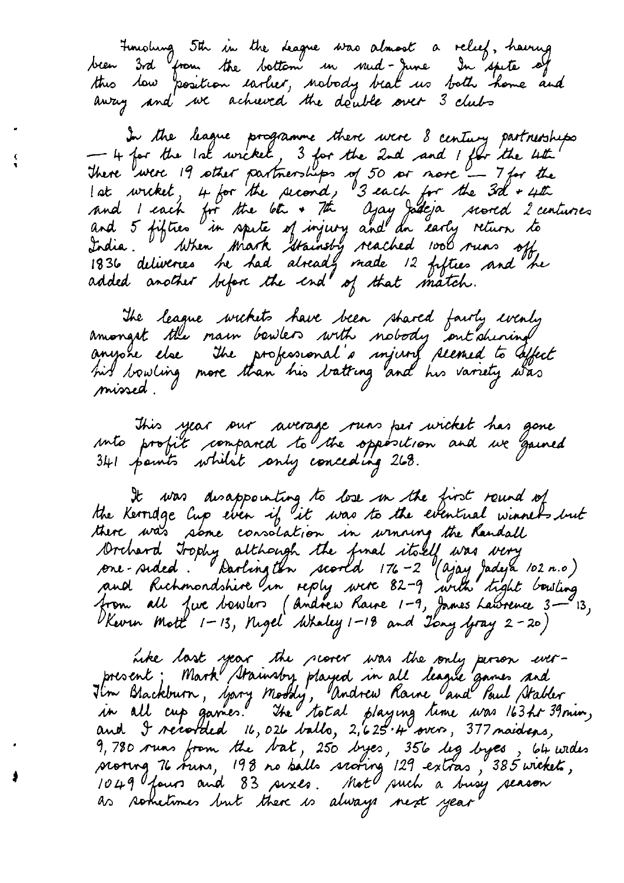Finishing 5th in the League was almost a relief, having been 3rd from the bottom in mid-June. In spite of this low position earlier, nobody beat us both home and away and we achieved the double over 3 clubs

In the league programme there were 8 century partnerships — 4 for the 1st wicket, 3 for the 2nd and 1 for the 4th. There were 19 other partnerships of 50 or more — 7 for the 1st wicket, 4 for the second, 3 each for the 3rd + 4th and 1 each for the 6th + 7th. Ajay Jadeja scored 2 centuries and 5 fifties in spite of injury and an early return to India. When Mark Stainsby reached 1000 runs off 1836 deliveries he had already made 12 fifties and he added another before the end of that match.

The league wickets have been shared fairly evenly amongst the main bowlers with nobody outshining anyone else. The professional's injury seemed to affect his bowling more than his batting and his variety was missed.

This year our average runs per wicket has gone into profit compared to the opposition and we gained 341 points whilst only conceding 268.

It was disappointing to lose in the first round of the Kerridge Cup even if it was to the eventual winners but there was some consolation in winning the Randall Orchard Trophy although the final itself was very one-sided. Darlington scored 176-2 (Ajay Jadeja 102 n.o) and Richmondshire in reply were 82-9 with tight bowling from all five bowlers (Andrew Raine 1-9, James Lawrence 3-13, Kevin Mott 1-13, Nigel Whaley 1-18 and Tony Gray 2-20)

Like last year the scorer was the only person ever-present; Mark Stainsby played in all league games and Jim Blackburn, Gary Moody, Andrew Raine and Paul Stabler in all cup games. The total playing time was 163 hr 39 min, and I recorded 16,026 balls, 2,625·4 overs, 377 maidens, 9,780 runs from the bat, 250 byes, 356 leg byes, 64 wides scoring 76 runs, 198 no balls scoring 129 extras, 385 wickets, 1049 fours and 83 sixes. Not such a busy season as sometimes but there is always next year